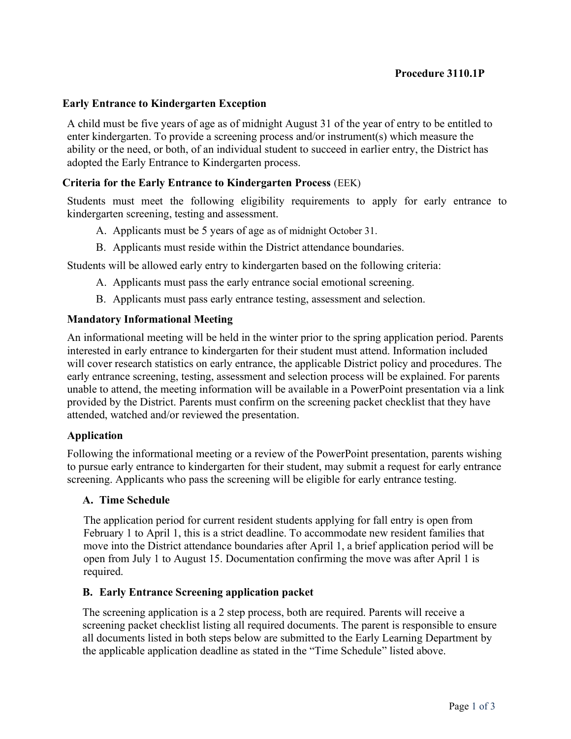**Procedure 3110.1P**

## Early Entrance to Kindergarten Exception

A child must be five years of age as of midnight August 31 of the year of entry to be entitled to enter kindergarten. To provide a screening process and/or instrument(s) which measure the ability or the need, or both, of an individual student to succeed in earlier entry, the District has adopted the Early Entrance to Kindergarten process.

## Criteria for the Early Entrance to Kindergarten Process (EEK)

Students must meet the following eligibility requirements to apply for early entrance to kindergarten screening, testing and assessment.

A. Applicants must be 5 years of age as of midnight October 31.

B. Applicants must reside within the District attendance boundaries.

Students will be allowed early entry to kindergarten based on the following criteria:

A. Applicants must pass the early entrance social emotional screening.

B. Applicants must pass early entrance testing, assessment and selection.

## Mandatory Informational Meeting

An informational meeting will be held in the winter prior to the spring application period. Parents interested in early entrance to kindergarten for their student must attend. Information included will cover research statistics on early entrance, the applicable District policy and procedures. The early entrance screening, testing, assessment and selection process will be explained. For parents unable to attend, the meeting information will be available in a PowerPoint presentation via a link provided by the District. Parents must confirm on the screening packet checklist that they have attended, watched and/or reviewed the presentation.

## Application

Following the informational meeting or a review of the PowerPoint presentation, parents wishing to pursue early entrance to kindergarten for their student, may submit a request for early entrance screening. Applicants who pass the screening will be eligible for early entrance testing.

### A. Time Schedule

The application period for current resident students applying for fall entry is open from February 1 to April 1, this is a strict deadline. To accommodate new resident families that move into the District attendance boundaries after April 1, a brief application period will be open from July 1 to August 15. Documentation confirming the move was after April 1 is required.

### B. Early Entrance Screening application packet

The screening application is a 2 step process, both are required. Parents will receive a screening packet checklist listing all required documents. The parent is responsible to ensure all documents listed in both steps below are submitted to the Early Learning Department by the applicable application deadline as stated in the "Time Schedule" listed above.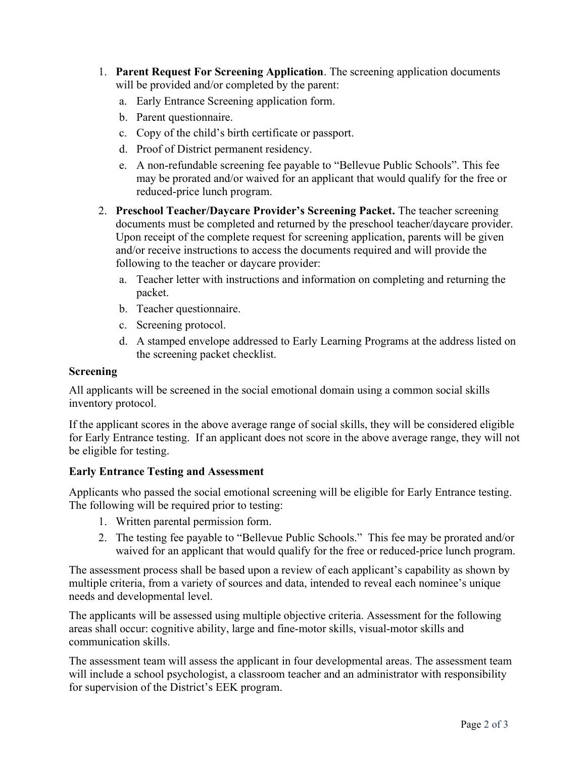1. **Parent Request For Screening Application**. The screening application documents will be provided and/or completed by the parent:
   a. Early Entrance Screening application form.
   b. Parent questionnaire.
   c. Copy of the child's birth certificate or passport.
   d. Proof of District permanent residency.
   e. A non-refundable screening fee payable to "Bellevue Public Schools". This fee may be prorated and/or waived for an applicant that would qualify for the free or reduced-price lunch program.
2. **Preschool Teacher/Daycare Provider's Screening Packet.** The teacher screening documents must be completed and returned by the preschool teacher/daycare provider. Upon receipt of the complete request for screening application, parents will be given and/or receive instructions to access the documents required and will provide the following to the teacher or daycare provider:
   a. Teacher letter with instructions and information on completing and returning the packet.
   b. Teacher questionnaire.
   c. Screening protocol.
   d. A stamped envelope addressed to Early Learning Programs at the address listed on the screening packet checklist.

**Screening**

All applicants will be screened in the social emotional domain using a common social skills inventory protocol.

If the applicant scores in the above average range of social skills, they will be considered eligible for Early Entrance testing. If an applicant does not score in the above average range, they will not be eligible for testing.

**Early Entrance Testing and Assessment**

Applicants who passed the social emotional screening will be eligible for Early Entrance testing. The following will be required prior to testing:

1. Written parental permission form.
2. The testing fee payable to "Bellevue Public Schools." This fee may be prorated and/or waived for an applicant that would qualify for the free or reduced-price lunch program.

The assessment process shall be based upon a review of each applicant's capability as shown by multiple criteria, from a variety of sources and data, intended to reveal each nominee's unique needs and developmental level.

The applicants will be assessed using multiple objective criteria. Assessment for the following areas shall occur: cognitive ability, large and fine-motor skills, visual-motor skills and communication skills.

The assessment team will assess the applicant in four developmental areas. The assessment team will include a school psychologist, a classroom teacher and an administrator with responsibility for supervision of the District's EEK program.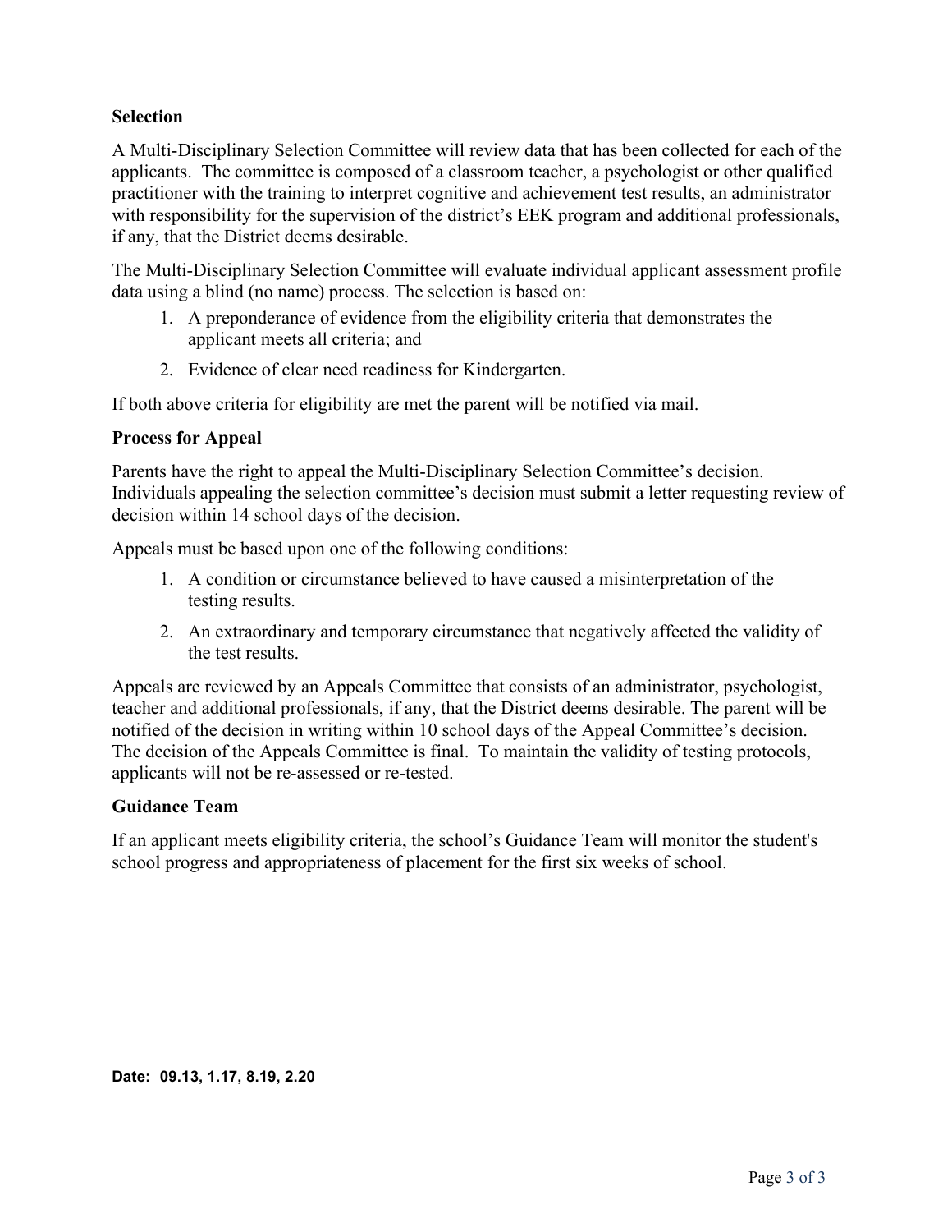**Selection**

A Multi-Disciplinary Selection Committee will review data that has been collected for each of the applicants. The committee is composed of a classroom teacher, a psychologist or other qualified practitioner with the training to interpret cognitive and achievement test results, an administrator with responsibility for the supervision of the district's EEK program and additional professionals, if any, that the District deems desirable.

The Multi-Disciplinary Selection Committee will evaluate individual applicant assessment profile data using a blind (no name) process. The selection is based on:

1. A preponderance of evidence from the eligibility criteria that demonstrates the applicant meets all criteria; and
2. Evidence of clear need readiness for Kindergarten.

If both above criteria for eligibility are met the parent will be notified via mail.

**Process for Appeal**

Parents have the right to appeal the Multi-Disciplinary Selection Committee's decision. Individuals appealing the selection committee's decision must submit a letter requesting review of decision within 14 school days of the decision.

Appeals must be based upon one of the following conditions:

1. A condition or circumstance believed to have caused a misinterpretation of the testing results.
2. An extraordinary and temporary circumstance that negatively affected the validity of the test results.

Appeals are reviewed by an Appeals Committee that consists of an administrator, psychologist, teacher and additional professionals, if any, that the District deems desirable. The parent will be notified of the decision in writing within 10 school days of the Appeal Committee's decision. The decision of the Appeals Committee is final. To maintain the validity of testing protocols, applicants will not be re-assessed or re-tested.

**Guidance Team**

If an applicant meets eligibility criteria, the school's Guidance Team will monitor the student's school progress and appropriateness of placement for the first six weeks of school.

**Date: 09.13, 1.17, 8.19, 2.20**